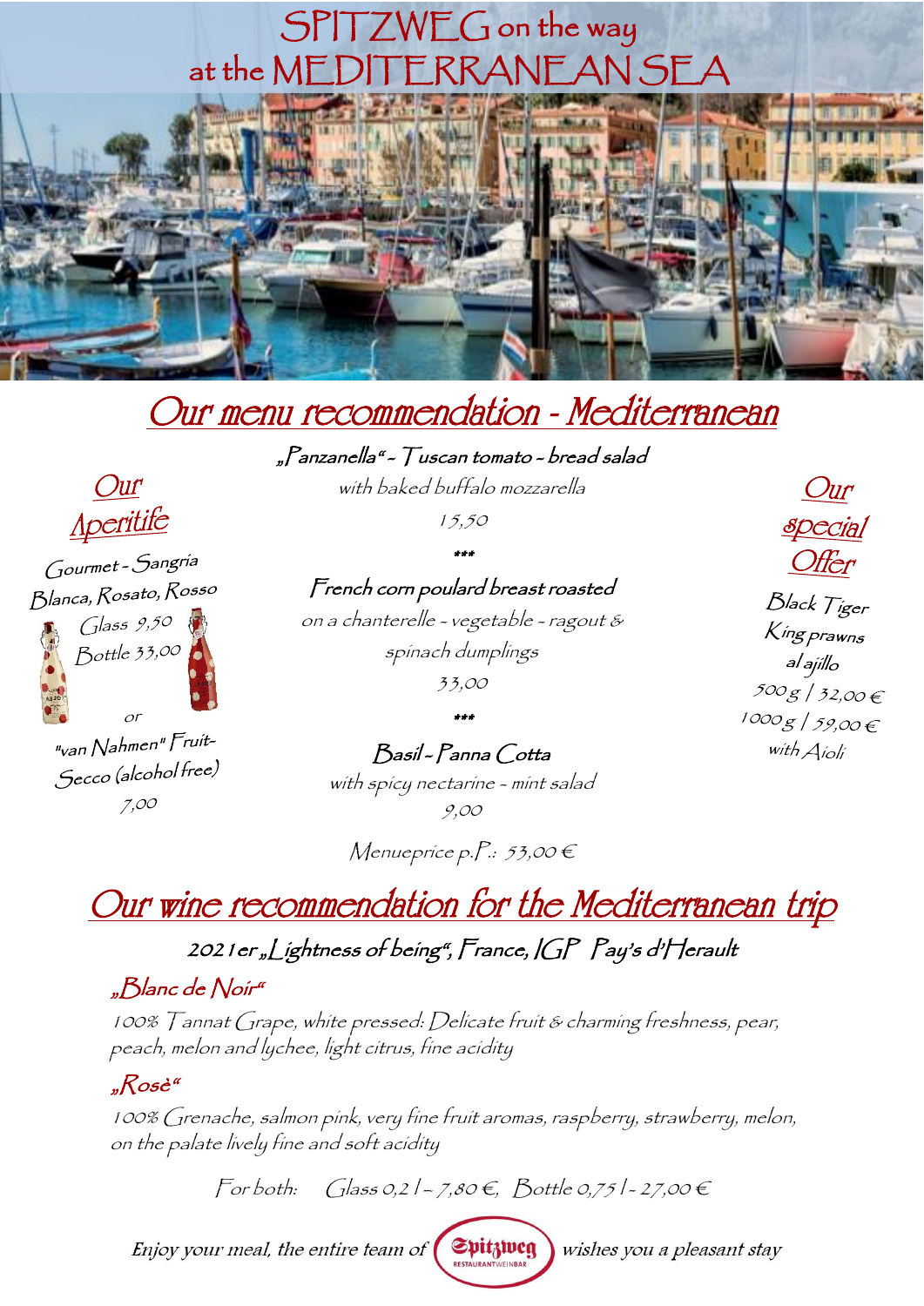# SPITZWEG on the way at the MEDITERRANEAN SEA

## Our menu recommendation - Mediterranean

### Our Aperitife

Gourmet - Sangria Blanca, Rosato, Rosso

Glass 9,50

Bottle 33,00

or

"van Nahmen" Fruit-Secco (alcohol free)

7,00

„Panzanella" - Tuscan tomato - bread salad

with baked buffalo mozzarella

15,50

\*\*\*

French corn poulard breast roasted

on a chanterelle - vegetable - ragout & spinach dumplings

33,00

\*\*\*

Basil - Panna Cotta

with spicy nectarine - mint salad

9,00

Menueprice p.P.: 53,00 €

### Our special Offer

Black Tiger King prawns al ajillo

500 g / 32,00 €

1000 g / 59,00 €

with Aioli

## Our wine recommendation for the Mediterranean trip

2021er „Lightness of being", France, IGP Pay's d'Herault

**„Blanc de Noir"**

100% Tannat Grape, white pressed: Delicate fruit & charming freshness, pear, peach, melon and lychee, light citrus, fine acidity

**„Rosè"**

100% Grenache, salmon pink, very fine fruit aromas, raspberry, strawberry, melon, on the palate lively fine and soft acidity

For both: Glass 0,2 l – 7,80 €, Bottle 0,75 l - 27,00 €

Enjoy your meal, the entire team of Spitzweg Restaurant Weinbar wishes you a pleasant stay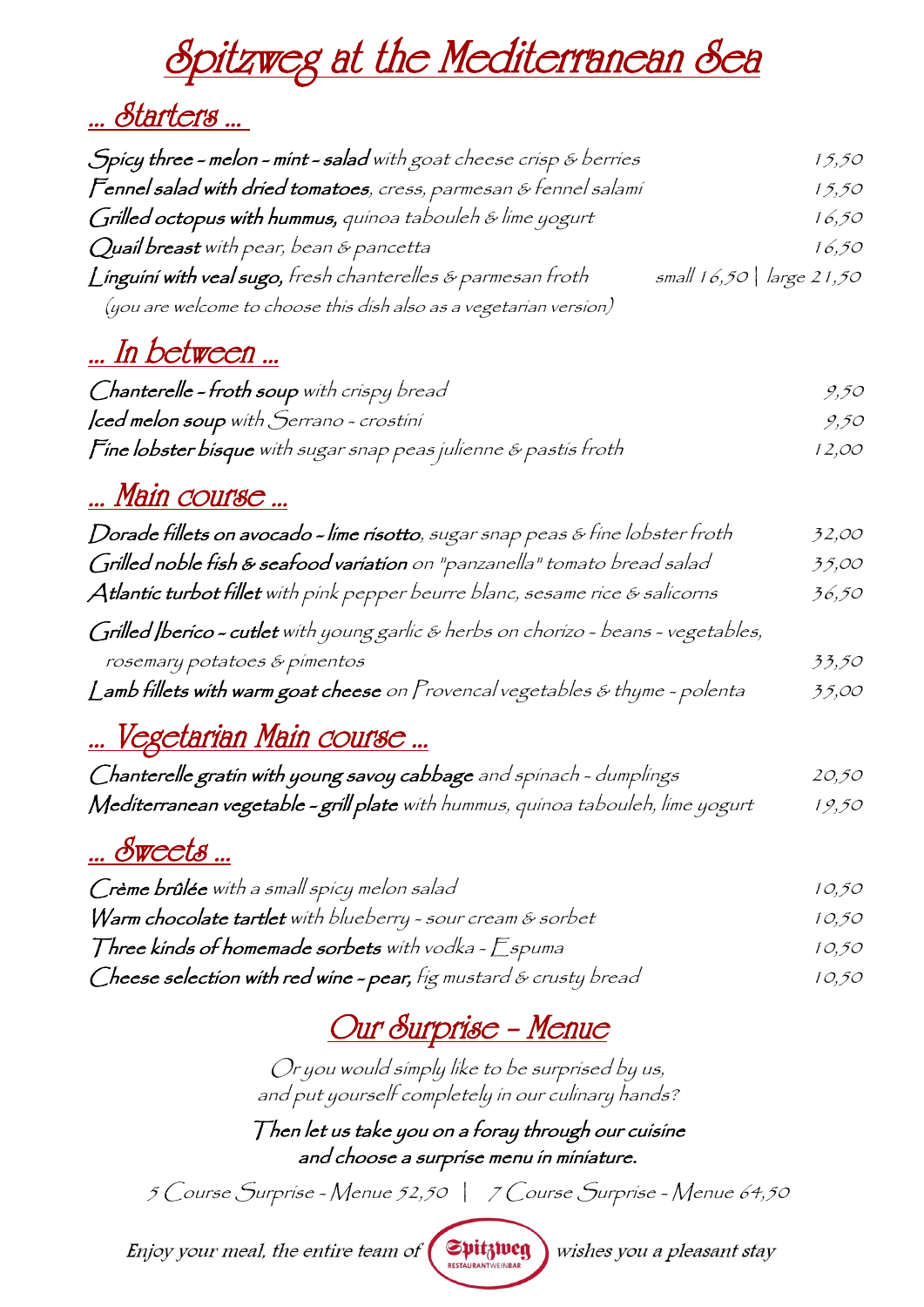# Spitzweg at the Mediterranean Sea

## ... Starters ...

**Spicy three - melon - mint - salad** with goat cheese crisp & berries 15,50

**Fennel salad with dried tomatoes**, cress, parmesan & fennel salami 15,50

**Grilled octopus with hummus,** quinoa tabouleh & lime yogurt 16,50

**Quail breast** with pear, bean & pancetta 16,50

**Linguini with veal sugo,** fresh chanterelles & parmesan froth small 16,50 | large 21,50

(you are welcome to choose this dish also as a vegetarian version)

## ... In between ...

**Chanterelle - froth soup** with crispy bread 9,50

**Iced melon soup** with Serrano - crostini 9,50

**Fine lobster bisque** with sugar snap peas julienne & pastis froth 12,00

## ... Main course ...

**Dorade fillets on avocado - lime risotto**, sugar snap peas & fine lobster froth 32,00

**Grilled noble fish & seafood variation** on "panzanella" tomato bread salad 35,00

**Atlantic turbot fillet** with pink pepper beurre blanc, sesame rice & salicorns 36,50

**Grilled Iberico - cutlet** with young garlic & herbs on chorizo - beans - vegetables, rosemary potatoes & pimentos 33,50

**Lamb fillets with warm goat cheese** on Provencal vegetables & thyme - polenta 35,00

## ... Vegetarian Main course ...

**Chanterelle gratin with young savoy cabbage** and spinach - dumplings 20,50

**Mediterranean vegetable - grill plate** with hummus, quinoa tabouleh, lime yogurt 19,50

## ... Sweets ...

**Crème brûlée** with a small spicy melon salad 10,50

**Warm chocolate tartlet** with blueberry - sour cream & sorbet 10,50

**Three kinds of homemade sorbets** with vodka - Espuma 10,50

**Cheese selection with red wine - pear,** fig mustard & crusty bread 10,50

## Our Surprise - Menue

Or you would simply like to be surprised by us,
and put yourself completely in our culinary hands?

**Then let us take you on a foray through our cuisine
and choose a surprise menu in miniature.**

5 Course Surprise - Menue 52,50 | 7 Course Surprise - Menue 64,50

*Enjoy your meal, the entire team of* Spitzweg RESTAURANTWEINBAR *wishes you a pleasant stay*